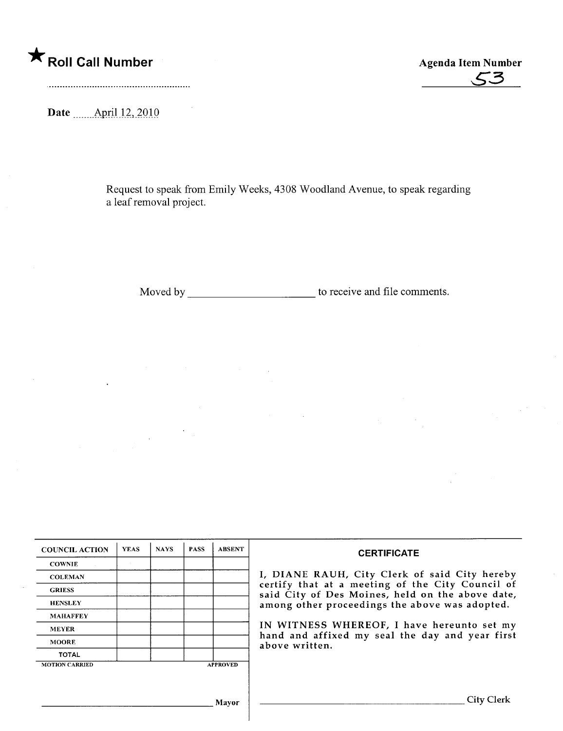★ **Roll Call Number**

**Agenda Item Number**

53

**Date** April 12, 2010

Request to speak from Emily Weeks, 4308 Woodland Avenue, to speak regarding a leaf removal project.

Moved by ______________________ to receive and file comments.

| COUNCIL ACTION | YEAS | NAYS | PASS | ABSENT |
| --- | --- | --- | --- | --- |
| COWNIE | | | | |
| COLEMAN | | | | |
| GRIESS | | | | |
| HENSLEY | | | | |
| MAHAFFEY | | | | |
| MEYER | | | | |
| MOORE | | | | |
| TOTAL | | | | |

MOTION CARRIED APPROVED

______________________________ Mayor

**CERTIFICATE**

I, DIANE RAUH, City Clerk of said City hereby certify that at a meeting of the City Council of said City of Des Moines, held on the above date, among other proceedings the above was adopted.

IN WITNESS WHEREOF, I have hereunto set my hand and affixed my seal the day and year first above written.

______________________________ City Clerk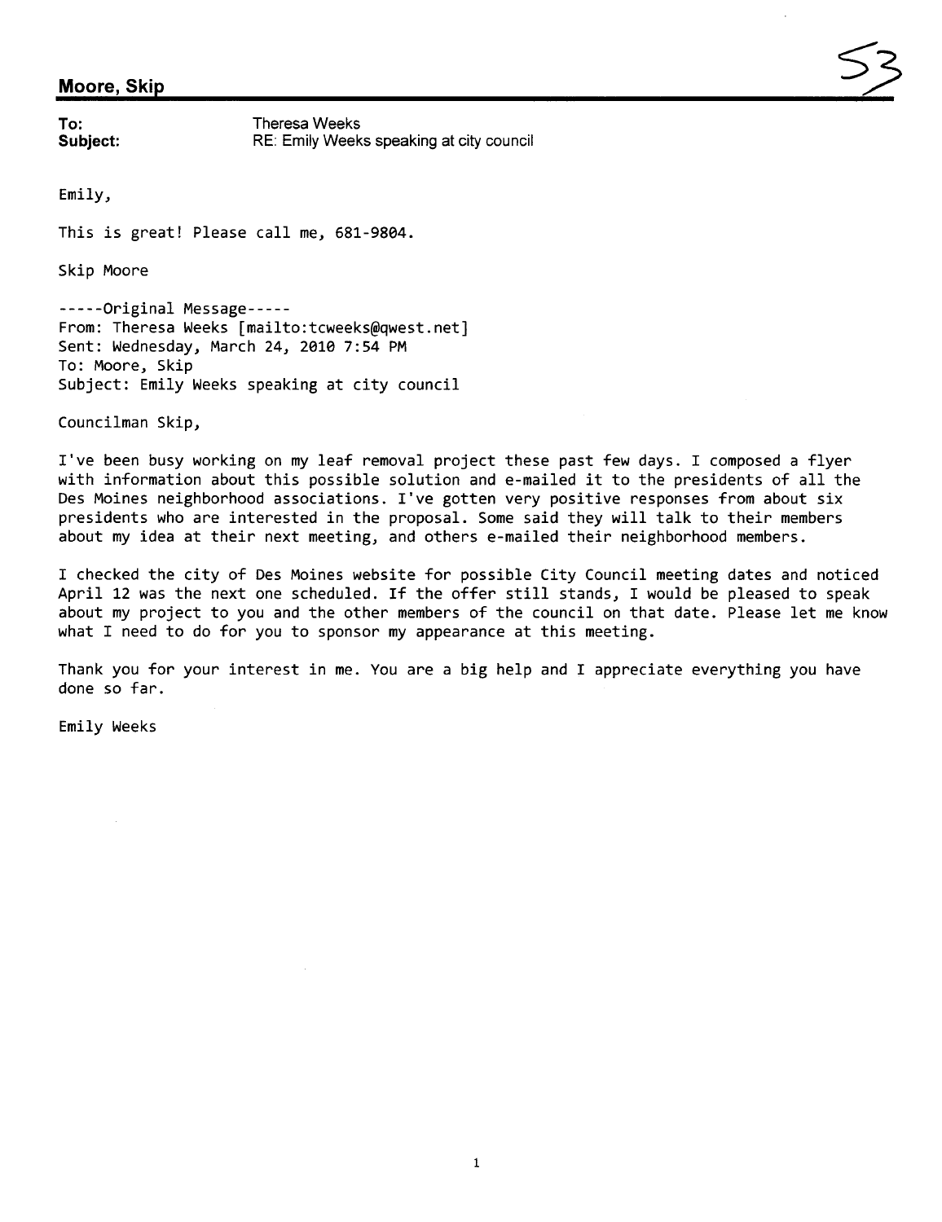## Moore, Skip

53

**To:** Theresa Weeks
**Subject:** RE: Emily Weeks speaking at city council

Emily,

This is great! Please call me, 681-9804.

Skip Moore

-----Original Message-----
From: Theresa Weeks [mailto:tcweeks@qwest.net]
Sent: Wednesday, March 24, 2010 7:54 PM
To: Moore, Skip
Subject: Emily Weeks speaking at city council

Councilman Skip,

I've been busy working on my leaf removal project these past few days. I composed a flyer with information about this possible solution and e-mailed it to the presidents of all the Des Moines neighborhood associations. I've gotten very positive responses from about six presidents who are interested in the proposal. Some said they will talk to their members about my idea at their next meeting, and others e-mailed their neighborhood members.

I checked the city of Des Moines website for possible City Council meeting dates and noticed April 12 was the next one scheduled. If the offer still stands, I would be pleased to speak about my project to you and the other members of the council on that date. Please let me know what I need to do for you to sponsor my appearance at this meeting.

Thank you for your interest in me. You are a big help and I appreciate everything you have done so far.

Emily Weeks